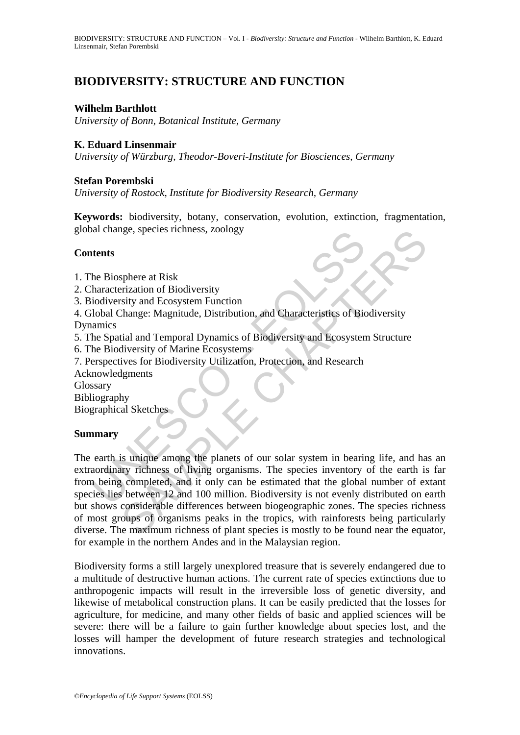# BIODIVERSITY: STRUCTURE AND FUNCTION

**Wilhelm Barthlott**
*University of Bonn, Botanical Institute, Germany*

**K. Eduard Linsenmair**
*University of Würzburg, Theodor-Boveri-Institute for Biosciences, Germany*

**Stefan Porembski**
*University of Rostock, Institute for Biodiversity Research, Germany*

**Keywords:** biodiversity, botany, conservation, evolution, extinction, fragmentation, global change, species richness, zoology

## Contents

1. The Biosphere at Risk
2. Characterization of Biodiversity
3. Biodiversity and Ecosystem Function
4. Global Change: Magnitude, Distribution, and Characteristics of Biodiversity Dynamics
5. The Spatial and Temporal Dynamics of Biodiversity and Ecosystem Structure
6. The Biodiversity of Marine Ecosystems
7. Perspectives for Biodiversity Utilization, Protection, and Research

Acknowledgments
Glossary
Bibliography
Biographical Sketches

## Summary

The earth is unique among the planets of our solar system in bearing life, and has an extraordinary richness of living organisms. The species inventory of the earth is far from being completed, and it only can be estimated that the global number of extant species lies between 12 and 100 million. Biodiversity is not evenly distributed on earth but shows considerable differences between biogeographic zones. The species richness of most groups of organisms peaks in the tropics, with rainforests being particularly diverse. The maximum richness of plant species is mostly to be found near the equator, for example in the northern Andes and in the Malaysian region.

Biodiversity forms a still largely unexplored treasure that is severely endangered due to a multitude of destructive human actions. The current rate of species extinctions due to anthropogenic impacts will result in the irreversible loss of genetic diversity, and likewise of metabolical construction plans. It can be easily predicted that the losses for agriculture, for medicine, and many other fields of basic and applied sciences will be severe: there will be a failure to gain further knowledge about species lost, and the losses will hamper the development of future research strategies and technological innovations.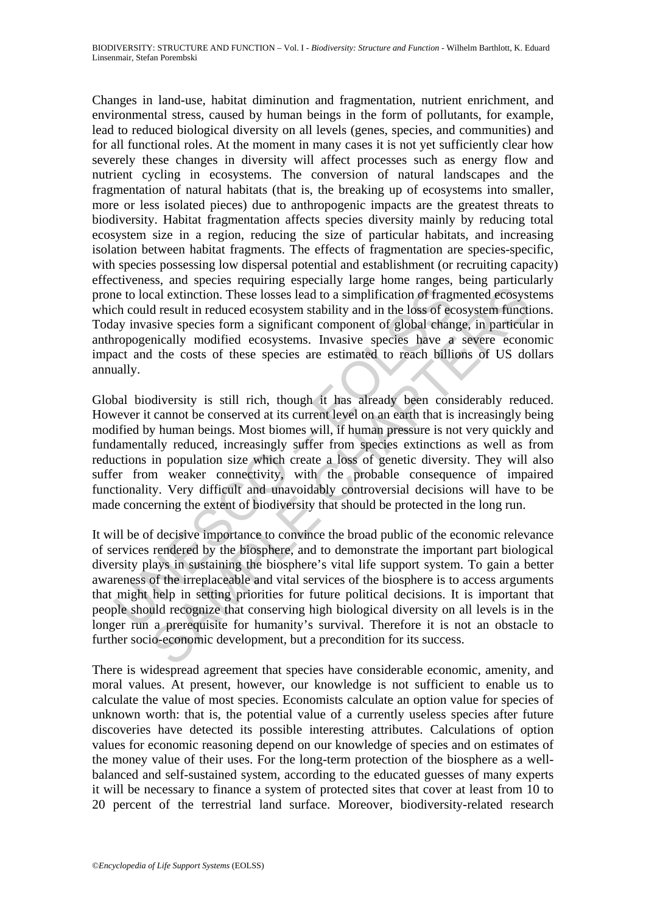Changes in land-use, habitat diminution and fragmentation, nutrient enrichment, and environmental stress, caused by human beings in the form of pollutants, for example, lead to reduced biological diversity on all levels (genes, species, and communities) and for all functional roles. At the moment in many cases it is not yet sufficiently clear how severely these changes in diversity will affect processes such as energy flow and nutrient cycling in ecosystems. The conversion of natural landscapes and the fragmentation of natural habitats (that is, the breaking up of ecosystems into smaller, more or less isolated pieces) due to anthropogenic impacts are the greatest threats to biodiversity. Habitat fragmentation affects species diversity mainly by reducing total ecosystem size in a region, reducing the size of particular habitats, and increasing isolation between habitat fragments. The effects of fragmentation are species-specific, with species possessing low dispersal potential and establishment (or recruiting capacity) effectiveness, and species requiring especially large home ranges, being particularly prone to local extinction. These losses lead to a simplification of fragmented ecosystems which could result in reduced ecosystem stability and in the loss of ecosystem functions. Today invasive species form a significant component of global change, in particular in anthropogenically modified ecosystems. Invasive species have a severe economic impact and the costs of these species are estimated to reach billions of US dollars annually.

Global biodiversity is still rich, though it has already been considerably reduced. However it cannot be conserved at its current level on an earth that is increasingly being modified by human beings. Most biomes will, if human pressure is not very quickly and fundamentally reduced, increasingly suffer from species extinctions as well as from reductions in population size which create a loss of genetic diversity. They will also suffer from weaker connectivity, with the probable consequence of impaired functionality. Very difficult and unavoidably controversial decisions will have to be made concerning the extent of biodiversity that should be protected in the long run.

It will be of decisive importance to convince the broad public of the economic relevance of services rendered by the biosphere, and to demonstrate the important part biological diversity plays in sustaining the biosphere's vital life support system. To gain a better awareness of the irreplaceable and vital services of the biosphere is to access arguments that might help in setting priorities for future political decisions. It is important that people should recognize that conserving high biological diversity on all levels is in the longer run a prerequisite for humanity's survival. Therefore it is not an obstacle to further socio-economic development, but a precondition for its success.

There is widespread agreement that species have considerable economic, amenity, and moral values. At present, however, our knowledge is not sufficient to enable us to calculate the value of most species. Economists calculate an option value for species of unknown worth: that is, the potential value of a currently useless species after future discoveries have detected its possible interesting attributes. Calculations of option values for economic reasoning depend on our knowledge of species and on estimates of the money value of their uses. For the long-term protection of the biosphere as a well-balanced and self-sustained system, according to the educated guesses of many experts it will be necessary to finance a system of protected sites that cover at least from 10 to 20 percent of the terrestrial land surface. Moreover, biodiversity-related research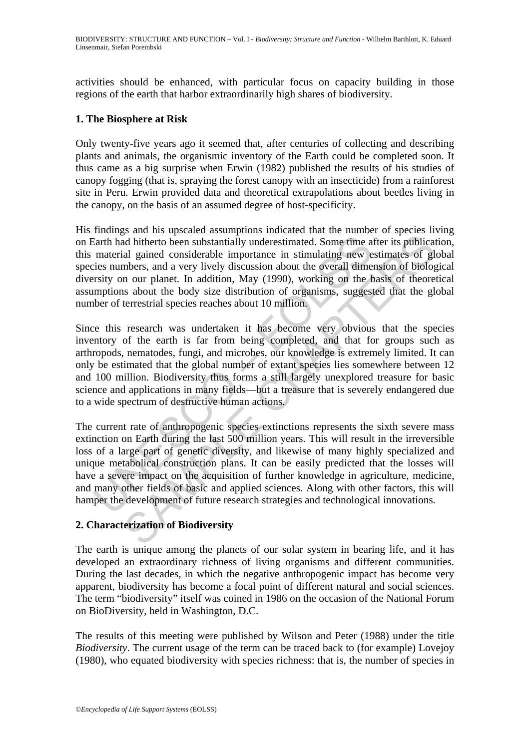activities should be enhanced, with particular focus on capacity building in those regions of the earth that harbor extraordinarily high shares of biodiversity.

## 1. The Biosphere at Risk

Only twenty-five years ago it seemed that, after centuries of collecting and describing plants and animals, the organismic inventory of the Earth could be completed soon. It thus came as a big surprise when Erwin (1982) published the results of his studies of canopy fogging (that is, spraying the forest canopy with an insecticide) from a rainforest site in Peru. Erwin provided data and theoretical extrapolations about beetles living in the canopy, on the basis of an assumed degree of host-specificity.

His findings and his upscaled assumptions indicated that the number of species living on Earth had hitherto been substantially underestimated. Some time after its publication, this material gained considerable importance in stimulating new estimates of global species numbers, and a very lively discussion about the overall dimension of biological diversity on our planet. In addition, May (1990), working on the basis of theoretical assumptions about the body size distribution of organisms, suggested that the global number of terrestrial species reaches about 10 million.

Since this research was undertaken it has become very obvious that the species inventory of the earth is far from being completed, and that for groups such as arthropods, nematodes, fungi, and microbes, our knowledge is extremely limited. It can only be estimated that the global number of extant species lies somewhere between 12 and 100 million. Biodiversity thus forms a still largely unexplored treasure for basic science and applications in many fields—but a treasure that is severely endangered due to a wide spectrum of destructive human actions.

The current rate of anthropogenic species extinctions represents the sixth severe mass extinction on Earth during the last 500 million years. This will result in the irreversible loss of a large part of genetic diversity, and likewise of many highly specialized and unique metabolical construction plans. It can be easily predicted that the losses will have a severe impact on the acquisition of further knowledge in agriculture, medicine, and many other fields of basic and applied sciences. Along with other factors, this will hamper the development of future research strategies and technological innovations.

## 2. Characterization of Biodiversity

The earth is unique among the planets of our solar system in bearing life, and it has developed an extraordinary richness of living organisms and different communities. During the last decades, in which the negative anthropogenic impact has become very apparent, biodiversity has become a focal point of different natural and social sciences. The term "biodiversity" itself was coined in 1986 on the occasion of the National Forum on BioDiversity, held in Washington, D.C.

The results of this meeting were published by Wilson and Peter (1988) under the title *Biodiversity*. The current usage of the term can be traced back to (for example) Lovejoy (1980), who equated biodiversity with species richness: that is, the number of species in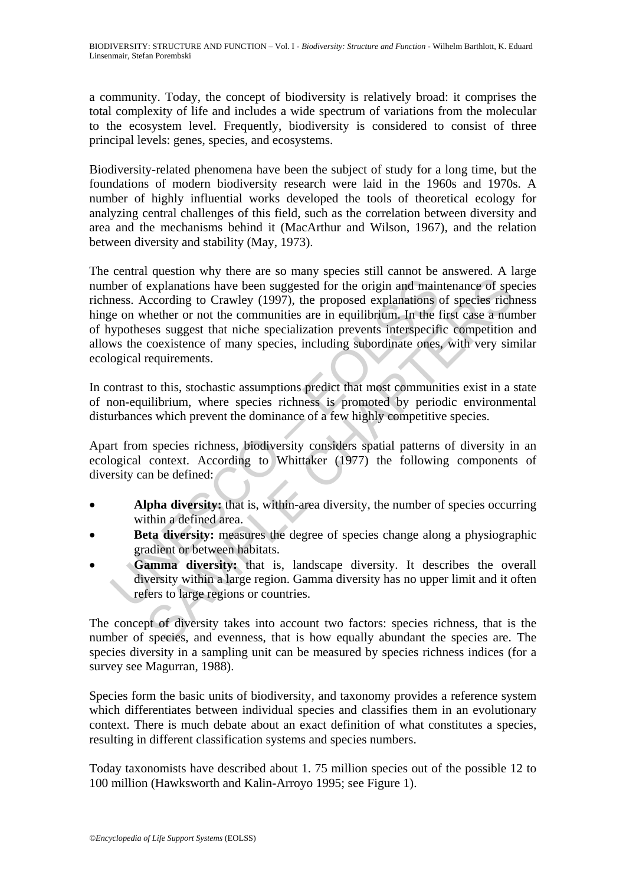a community. Today, the concept of biodiversity is relatively broad: it comprises the total complexity of life and includes a wide spectrum of variations from the molecular to the ecosystem level. Frequently, biodiversity is considered to consist of three principal levels: genes, species, and ecosystems.

Biodiversity-related phenomena have been the subject of study for a long time, but the foundations of modern biodiversity research were laid in the 1960s and 1970s. A number of highly influential works developed the tools of theoretical ecology for analyzing central challenges of this field, such as the correlation between diversity and area and the mechanisms behind it (MacArthur and Wilson, 1967), and the relation between diversity and stability (May, 1973).

The central question why there are so many species still cannot be answered. A large number of explanations have been suggested for the origin and maintenance of species richness. According to Crawley (1997), the proposed explanations of species richness hinge on whether or not the communities are in equilibrium. In the first case a number of hypotheses suggest that niche specialization prevents interspecific competition and allows the coexistence of many species, including subordinate ones, with very similar ecological requirements.

In contrast to this, stochastic assumptions predict that most communities exist in a state of non-equilibrium, where species richness is promoted by periodic environmental disturbances which prevent the dominance of a few highly competitive species.

Apart from species richness, biodiversity considers spatial patterns of diversity in an ecological context. According to Whittaker (1977) the following components of diversity can be defined:

- **Alpha diversity:** that is, within-area diversity, the number of species occurring within a defined area.
- **Beta diversity:** measures the degree of species change along a physiographic gradient or between habitats.
- **Gamma diversity:** that is, landscape diversity. It describes the overall diversity within a large region. Gamma diversity has no upper limit and it often refers to large regions or countries.

The concept of diversity takes into account two factors: species richness, that is the number of species, and evenness, that is how equally abundant the species are. The species diversity in a sampling unit can be measured by species richness indices (for a survey see Magurran, 1988).

Species form the basic units of biodiversity, and taxonomy provides a reference system which differentiates between individual species and classifies them in an evolutionary context. There is much debate about an exact definition of what constitutes a species, resulting in different classification systems and species numbers.

Today taxonomists have described about 1. 75 million species out of the possible 12 to 100 million (Hawksworth and Kalin-Arroyo 1995; see Figure 1).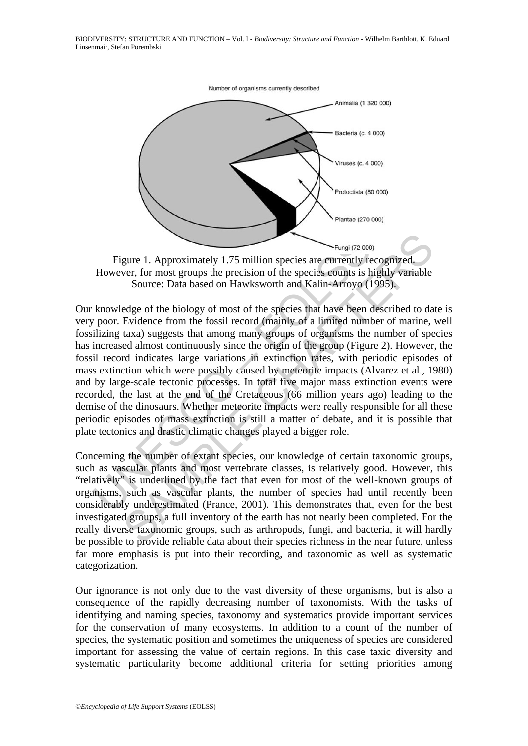Figure 1. Approximately 1.75 million species are currently recognized. However, for most groups the precision of the species counts is highly variable Source: Data based on Hawksworth and Kalin-Arroyo (1995).

Our knowledge of the biology of most of the species that have been described to date is very poor. Evidence from the fossil record (mainly of a limited number of marine, well fossilizing taxa) suggests that among many groups of organisms the number of species has increased almost continuously since the origin of the group (Figure 2). However, the fossil record indicates large variations in extinction rates, with periodic episodes of mass extinction which were possibly caused by meteorite impacts (Alvarez et al., 1980) and by large-scale tectonic processes. In total five major mass extinction events were recorded, the last at the end of the Cretaceous (66 million years ago) leading to the demise of the dinosaurs. Whether meteorite impacts were really responsible for all these periodic episodes of mass extinction is still a matter of debate, and it is possible that plate tectonics and drastic climatic changes played a bigger role.

Concerning the number of extant species, our knowledge of certain taxonomic groups, such as vascular plants and most vertebrate classes, is relatively good. However, this "relatively" is underlined by the fact that even for most of the well-known groups of organisms, such as vascular plants, the number of species had until recently been considerably underestimated (Prance, 2001). This demonstrates that, even for the best investigated groups, a full inventory of the earth has not nearly been completed. For the really diverse taxonomic groups, such as arthropods, fungi, and bacteria, it will hardly be possible to provide reliable data about their species richness in the near future, unless far more emphasis is put into their recording, and taxonomic as well as systematic categorization.

Our ignorance is not only due to the vast diversity of these organisms, but is also a consequence of the rapidly decreasing number of taxonomists. With the tasks of identifying and naming species, taxonomy and systematics provide important services for the conservation of many ecosystems. In addition to a count of the number of species, the systematic position and sometimes the uniqueness of species are considered important for assessing the value of certain regions. In this case taxic diversity and systematic particularity become additional criteria for setting priorities among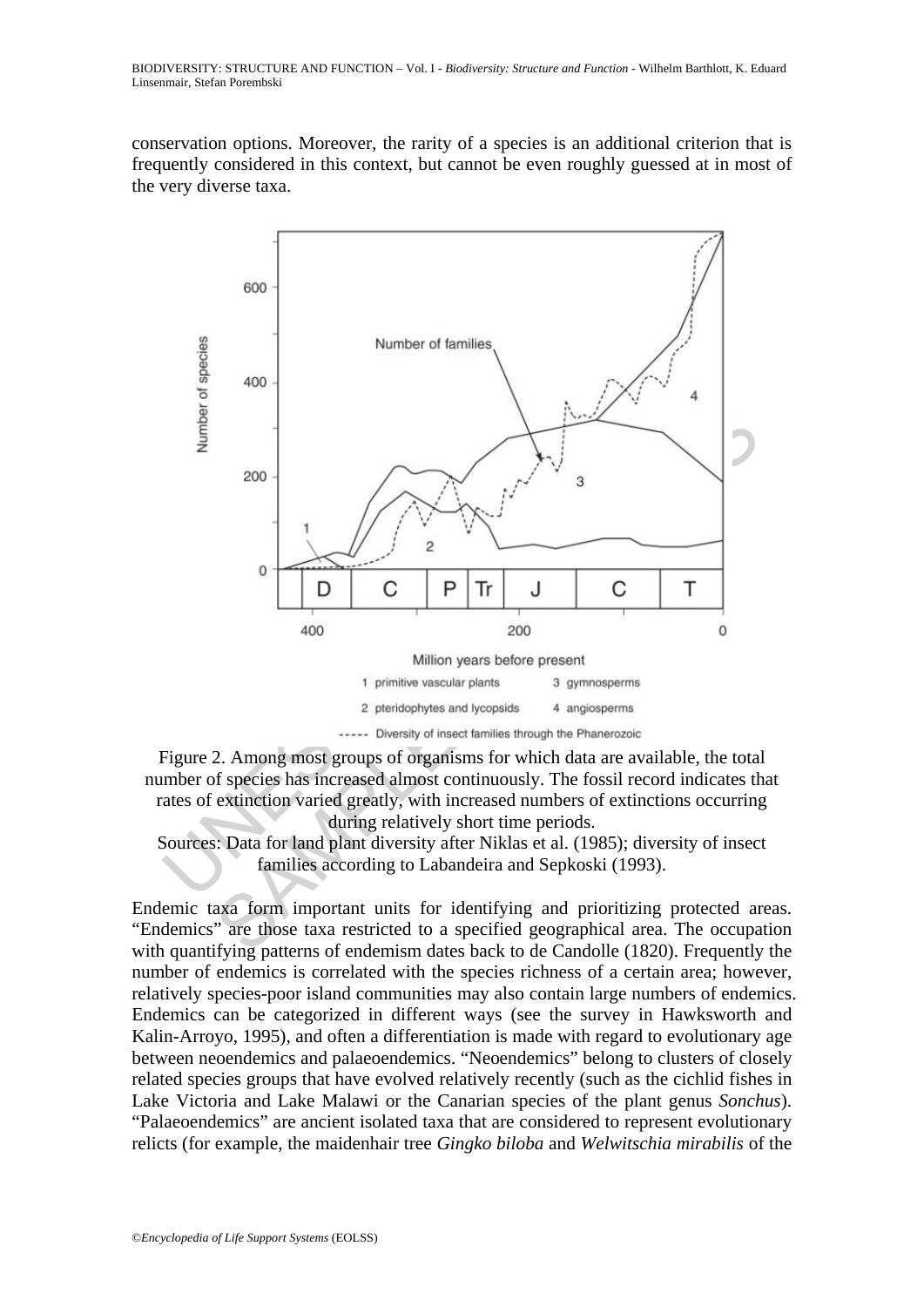conservation options. Moreover, the rarity of a species is an additional criterion that is frequently considered in this context, but cannot be even roughly guessed at in most of the very diverse taxa.

Figure 2. Among most groups of organisms for which data are available, the total number of species has increased almost continuously. The fossil record indicates that rates of extinction varied greatly, with increased numbers of extinctions occurring during relatively short time periods.
Sources: Data for land plant diversity after Niklas et al. (1985); diversity of insect families according to Labandeira and Sepkoski (1993).

Endemic taxa form important units for identifying and prioritizing protected areas. "Endemics" are those taxa restricted to a specified geographical area. The occupation with quantifying patterns of endemism dates back to de Candolle (1820). Frequently the number of endemics is correlated with the species richness of a certain area; however, relatively species-poor island communities may also contain large numbers of endemics. Endemics can be categorized in different ways (see the survey in Hawksworth and Kalin-Arroyo, 1995), and often a differentiation is made with regard to evolutionary age between neoendemics and palaeoendemics. "Neoendemics" belong to clusters of closely related species groups that have evolved relatively recently (such as the cichlid fishes in Lake Victoria and Lake Malawi or the Canarian species of the plant genus *Sonchus*). "Palaeoendemics" are ancient isolated taxa that are considered to represent evolutionary relicts (for example, the maidenhair tree *Gingko biloba* and *Welwitschia mirabilis* of the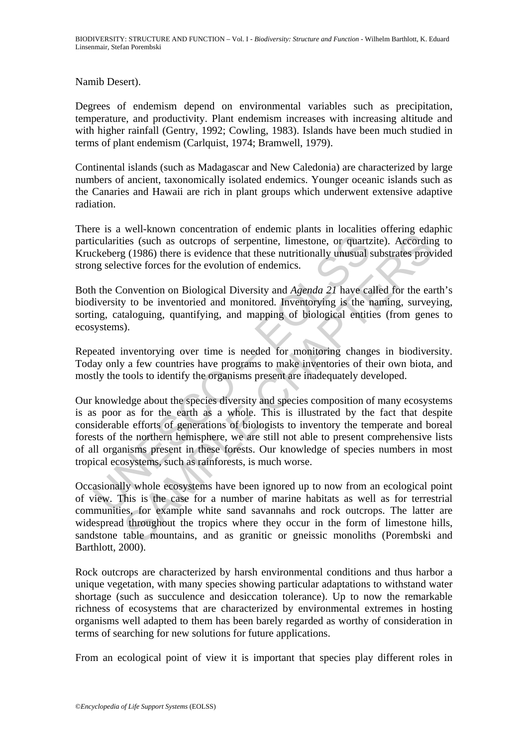Namib Desert).

Degrees of endemism depend on environmental variables such as precipitation, temperature, and productivity. Plant endemism increases with increasing altitude and with higher rainfall (Gentry, 1992; Cowling, 1983). Islands have been much studied in terms of plant endemism (Carlquist, 1974; Bramwell, 1979).

Continental islands (such as Madagascar and New Caledonia) are characterized by large numbers of ancient, taxonomically isolated endemics. Younger oceanic islands such as the Canaries and Hawaii are rich in plant groups which underwent extensive adaptive radiation.

There is a well-known concentration of endemic plants in localities offering edaphic particularities (such as outcrops of serpentine, limestone, or quartzite). According to Kruckeberg (1986) there is evidence that these nutritionally unusual substrates provided strong selective forces for the evolution of endemics.

Both the Convention on Biological Diversity and *Agenda 21* have called for the earth's biodiversity to be inventoried and monitored. Inventorying is the naming, surveying, sorting, cataloguing, quantifying, and mapping of biological entities (from genes to ecosystems).

Repeated inventorying over time is needed for monitoring changes in biodiversity. Today only a few countries have programs to make inventories of their own biota, and mostly the tools to identify the organisms present are inadequately developed.

Our knowledge about the species diversity and species composition of many ecosystems is as poor as for the earth as a whole. This is illustrated by the fact that despite considerable efforts of generations of biologists to inventory the temperate and boreal forests of the northern hemisphere, we are still not able to present comprehensive lists of all organisms present in these forests. Our knowledge of species numbers in most tropical ecosystems, such as rainforests, is much worse.

Occasionally whole ecosystems have been ignored up to now from an ecological point of view. This is the case for a number of marine habitats as well as for terrestrial communities, for example white sand savannahs and rock outcrops. The latter are widespread throughout the tropics where they occur in the form of limestone hills, sandstone table mountains, and as granitic or gneissic monoliths (Porembski and Barthlott, 2000).

Rock outcrops are characterized by harsh environmental conditions and thus harbor a unique vegetation, with many species showing particular adaptations to withstand water shortage (such as succulence and desiccation tolerance). Up to now the remarkable richness of ecosystems that are characterized by environmental extremes in hosting organisms well adapted to them has been barely regarded as worthy of consideration in terms of searching for new solutions for future applications.

From an ecological point of view it is important that species play different roles in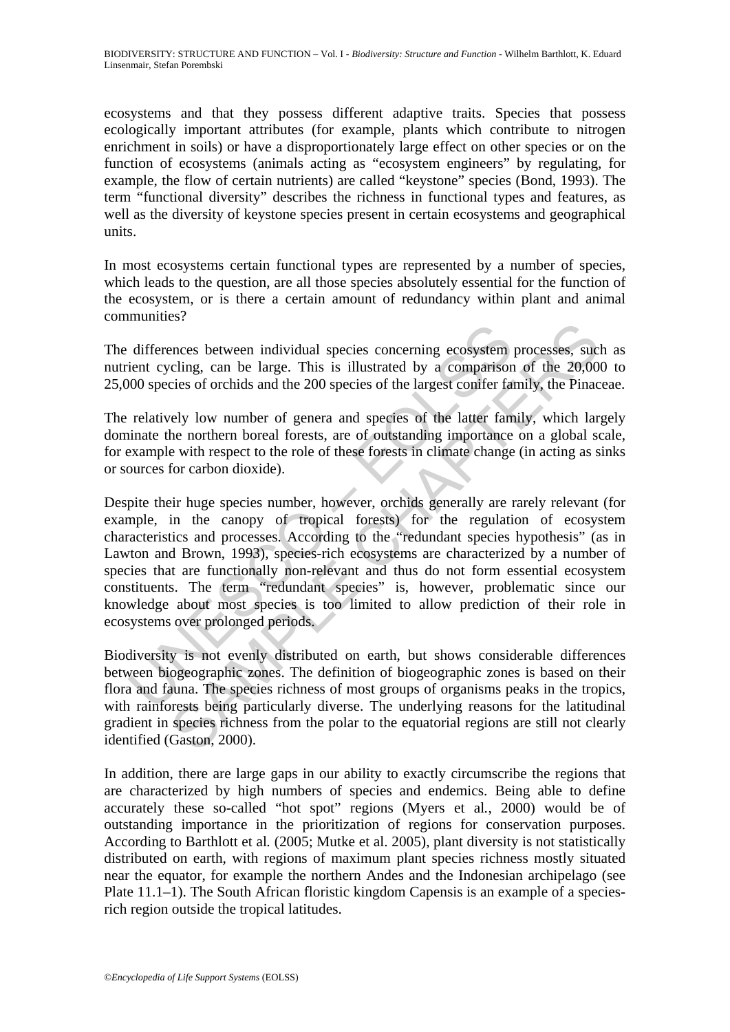ecosystems and that they possess different adaptive traits. Species that possess ecologically important attributes (for example, plants which contribute to nitrogen enrichment in soils) or have a disproportionately large effect on other species or on the function of ecosystems (animals acting as "ecosystem engineers" by regulating, for example, the flow of certain nutrients) are called "keystone" species (Bond, 1993). The term "functional diversity" describes the richness in functional types and features, as well as the diversity of keystone species present in certain ecosystems and geographical units.

In most ecosystems certain functional types are represented by a number of species, which leads to the question, are all those species absolutely essential for the function of the ecosystem, or is there a certain amount of redundancy within plant and animal communities?

The differences between individual species concerning ecosystem processes, such as nutrient cycling, can be large. This is illustrated by a comparison of the 20,000 to 25,000 species of orchids and the 200 species of the largest conifer family, the Pinaceae.

The relatively low number of genera and species of the latter family, which largely dominate the northern boreal forests, are of outstanding importance on a global scale, for example with respect to the role of these forests in climate change (in acting as sinks or sources for carbon dioxide).

Despite their huge species number, however, orchids generally are rarely relevant (for example, in the canopy of tropical forests) for the regulation of ecosystem characteristics and processes. According to the "redundant species hypothesis" (as in Lawton and Brown, 1993), species-rich ecosystems are characterized by a number of species that are functionally non-relevant and thus do not form essential ecosystem constituents. The term "redundant species" is, however, problematic since our knowledge about most species is too limited to allow prediction of their role in ecosystems over prolonged periods.

Biodiversity is not evenly distributed on earth, but shows considerable differences between biogeographic zones. The definition of biogeographic zones is based on their flora and fauna. The species richness of most groups of organisms peaks in the tropics, with rainforests being particularly diverse. The underlying reasons for the latitudinal gradient in species richness from the polar to the equatorial regions are still not clearly identified (Gaston, 2000).

In addition, there are large gaps in our ability to exactly circumscribe the regions that are characterized by high numbers of species and endemics. Being able to define accurately these so-called "hot spot" regions (Myers et al*.*, 2000) would be of outstanding importance in the prioritization of regions for conservation purposes. According to Barthlott et al*.* (2005; Mutke et al. 2005), plant diversity is not statistically distributed on earth, with regions of maximum plant species richness mostly situated near the equator, for example the northern Andes and the Indonesian archipelago (see Plate 11.1–1). The South African floristic kingdom Capensis is an example of a species-rich region outside the tropical latitudes.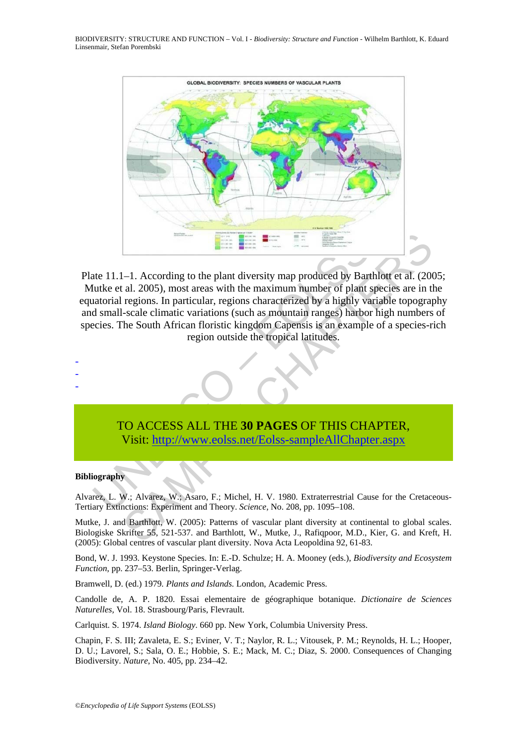Plate 11.1–1. According to the plant diversity map produced by Barthlott et al. (2005; Mutke et al. 2005), most areas with the maximum number of plant species are in the equatorial regions. In particular, regions characterized by a highly variable topography and small-scale climatic variations (such as mountain ranges) harbor high numbers of species. The South African floristic kingdom Capensis is an example of a species-rich region outside the tropical latitudes.

-
-
-

TO ACCESS ALL THE **30 PAGES** OF THIS CHAPTER,
Visit: http://www.eolss.net/Eolss-sampleAllChapter.aspx

**Bibliography**

Alvarez, L. W.; Alvarez, W.; Asaro, F.; Michel, H. V. 1980. Extraterrestrial Cause for the Cretaceous-Tertiary Extinctions: Experiment and Theory. *Science*, No. 208, pp. 1095–108.

Mutke, J. and Barthlott, W. (2005): Patterns of vascular plant diversity at continental to global scales. Biologiske Skrifter 55, 521-537. and Barthlott, W., Mutke, J., Rafiqpoor, M.D., Kier, G. and Kreft, H. (2005): Global centres of vascular plant diversity. Nova Acta Leopoldina 92, 61-83.

Bond, W. J. 1993. Keystone Species. In: E.-D. Schulze; H. A. Mooney (eds.), *Biodiversity and Ecosystem Function*, pp. 237–53. Berlin, Springer-Verlag.

Bramwell, D. (ed.) 1979. *Plants and Islands.* London, Academic Press.

Candolle de, A. P. 1820. Essai elementaire de géographique botanique. *Dictionaire de Sciences Naturelles*, Vol. 18. Strasbourg/Paris, Flevrault.

Carlquist. S. 1974. *Island Biology*. 660 pp. New York, Columbia University Press.

Chapin, F. S. III; Zavaleta, E. S.; Eviner, V. T.; Naylor, R. L.; Vitousek, P. M.; Reynolds, H. L.; Hooper, D. U.; Lavorel, S.; Sala, O. E.; Hobbie, S. E.; Mack, M. C.; Diaz, S. 2000. Consequences of Changing Biodiversity. *Nature*, No. 405, pp. 234–42.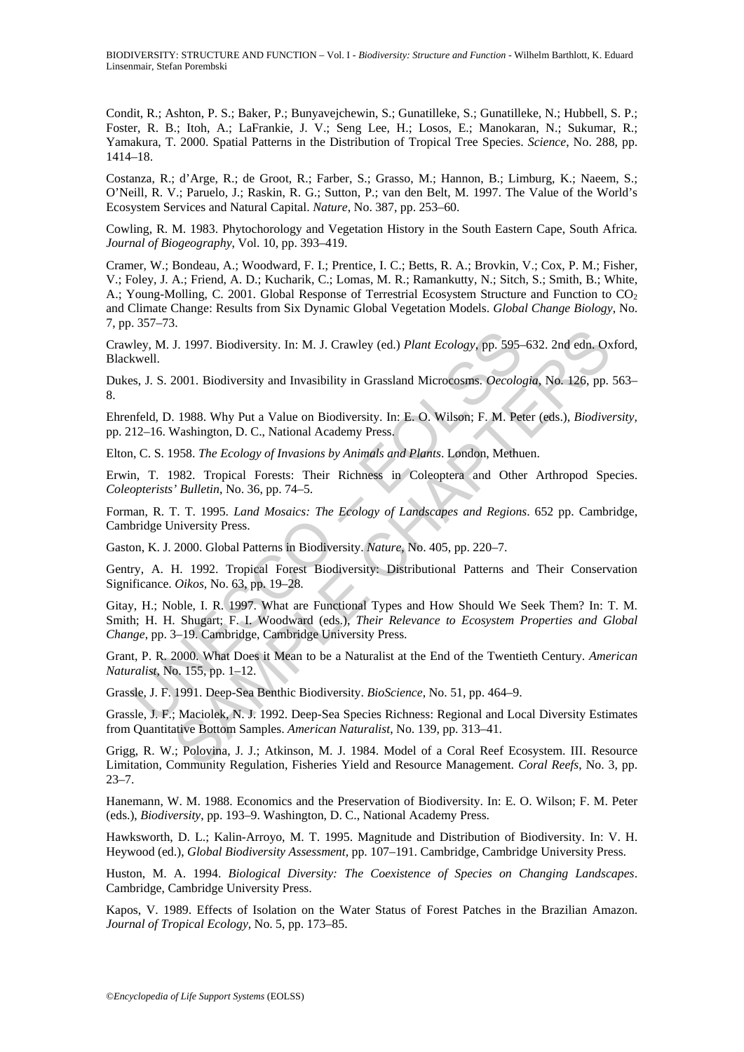Condit, R.; Ashton, P. S.; Baker, P.; Bunyavejchewin, S.; Gunatilleke, S.; Gunatilleke, N.; Hubbell, S. P.; Foster, R. B.; Itoh, A.; LaFrankie, J. V.; Seng Lee, H.; Losos, E.; Manokaran, N.; Sukumar, R.; Yamakura, T. 2000. Spatial Patterns in the Distribution of Tropical Tree Species. *Science*, No. 288, pp. 1414–18.

Costanza, R.; d'Arge, R.; de Groot, R.; Farber, S.; Grasso, M.; Hannon, B.; Limburg, K.; Naeem, S.; O'Neill, R. V.; Paruelo, J.; Raskin, R. G.; Sutton, P.; van den Belt, M. 1997. The Value of the World's Ecosystem Services and Natural Capital. *Nature*, No. 387, pp. 253–60.

Cowling, R. M. 1983. Phytochorology and Vegetation History in the South Eastern Cape, South Africa. *Journal of Biogeography*, Vol. 10, pp. 393–419.

Cramer, W.; Bondeau, A.; Woodward, F. I.; Prentice, I. C.; Betts, R. A.; Brovkin, V.; Cox, P. M.; Fisher, V.; Foley, J. A.; Friend, A. D.; Kucharik, C.; Lomas, M. R.; Ramankutty, N.; Sitch, S.; Smith, B.; White, A.; Young-Molling, C. 2001. Global Response of Terrestrial Ecosystem Structure and Function to $CO_2$ and Climate Change: Results from Six Dynamic Global Vegetation Models. *Global Change Biology*, No. 7, pp. 357–73.

Crawley, M. J. 1997. Biodiversity. In: M. J. Crawley (ed.) *Plant Ecology*, pp. 595–632. 2nd edn. Oxford, Blackwell.

Dukes, J. S. 2001. Biodiversity and Invasibility in Grassland Microcosms. *Oecologia*, No. 126, pp. 563–8.

Ehrenfeld, D. 1988. Why Put a Value on Biodiversity. In: E. O. Wilson; F. M. Peter (eds.), *Biodiversity*, pp. 212–16. Washington, D. C., National Academy Press.

Elton, C. S. 1958. *The Ecology of Invasions by Animals and Plants*. London, Methuen.

Erwin, T. 1982. Tropical Forests: Their Richness in Coleoptera and Other Arthropod Species. *Coleopterists' Bulletin*, No. 36, pp. 74–5.

Forman, R. T. T. 1995. *Land Mosaics: The Ecology of Landscapes and Regions*. 652 pp. Cambridge, Cambridge University Press.

Gaston, K. J. 2000. Global Patterns in Biodiversity. *Nature*, No. 405, pp. 220–7.

Gentry, A. H. 1992. Tropical Forest Biodiversity: Distributional Patterns and Their Conservation Significance. *Oikos*, No. 63, pp. 19–28.

Gitay, H.; Noble, I. R. 1997. What are Functional Types and How Should We Seek Them? In: T. M. Smith; H. H. Shugart; F. I. Woodward (eds.), *Their Relevance to Ecosystem Properties and Global Change*, pp. 3–19. Cambridge, Cambridge University Press.

Grant, P. R. 2000. What Does it Mean to be a Naturalist at the End of the Twentieth Century. *American Naturalist*, No. 155, pp. 1–12.

Grassle, J. F. 1991. Deep-Sea Benthic Biodiversity. *BioScience*, No. 51, pp. 464–9.

Grassle, J. F.; Maciolek, N. J. 1992. Deep-Sea Species Richness: Regional and Local Diversity Estimates from Quantitative Bottom Samples. *American Naturalist*, No. 139, pp. 313–41.

Grigg, R. W.; Polovina, J. J.; Atkinson, M. J. 1984. Model of a Coral Reef Ecosystem. III. Resource Limitation, Community Regulation, Fisheries Yield and Resource Management. *Coral Reefs*, No. 3, pp. 23–7.

Hanemann, W. M. 1988. Economics and the Preservation of Biodiversity. In: E. O. Wilson; F. M. Peter (eds.), *Biodiversity*, pp. 193–9. Washington, D. C., National Academy Press.

Hawksworth, D. L.; Kalin-Arroyo, M. T. 1995. Magnitude and Distribution of Biodiversity. In: V. H. Heywood (ed.), *Global Biodiversity Assessment*, pp. 107–191. Cambridge, Cambridge University Press.

Huston, M. A. 1994. *Biological Diversity: The Coexistence of Species on Changing Landscapes*. Cambridge, Cambridge University Press.

Kapos, V. 1989. Effects of Isolation on the Water Status of Forest Patches in the Brazilian Amazon. *Journal of Tropical Ecology*, No. 5, pp. 173–85.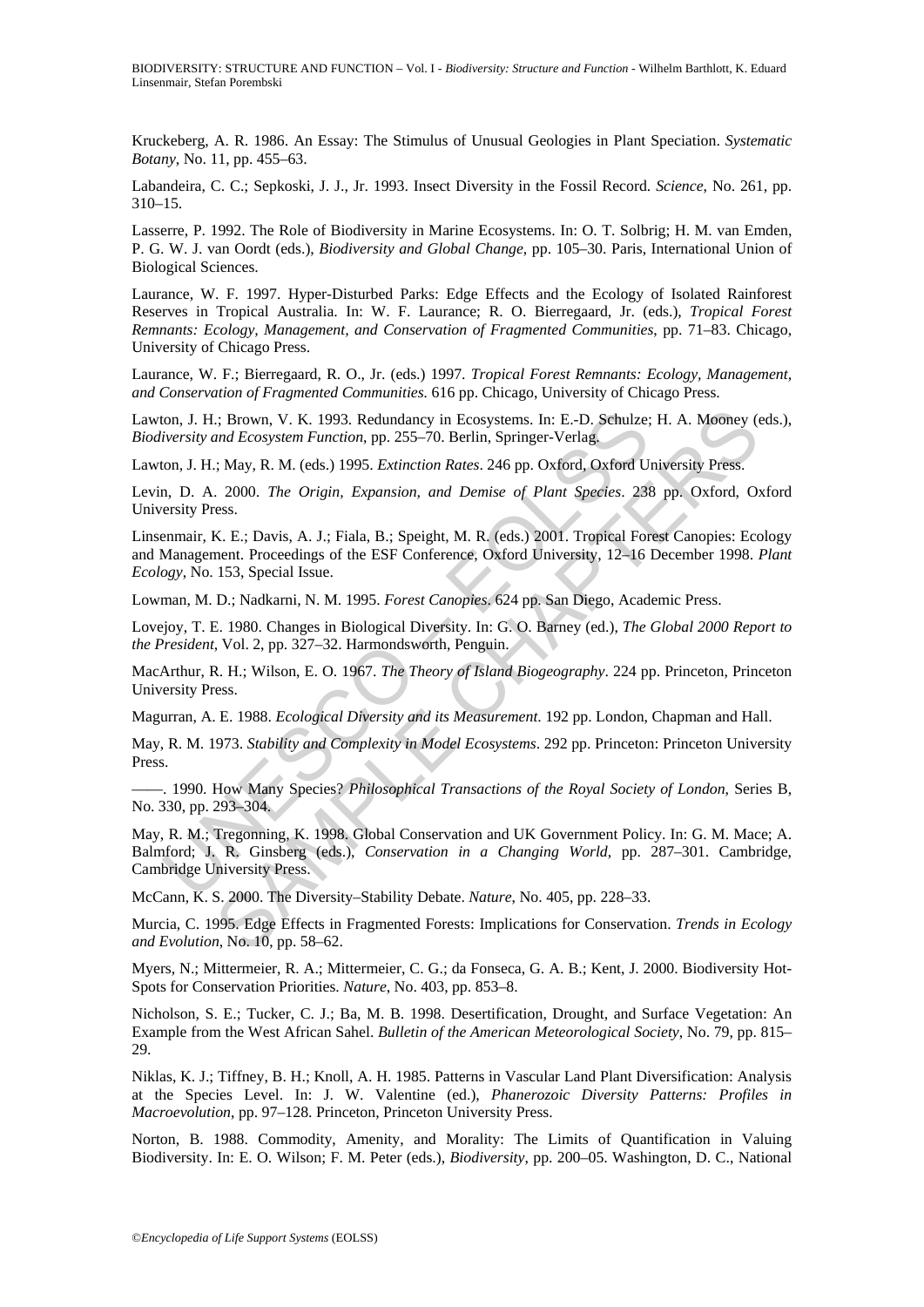Kruckeberg, A. R. 1986. An Essay: The Stimulus of Unusual Geologies in Plant Speciation. *Systematic Botany*, No. 11, pp. 455–63.

Labandeira, C. C.; Sepkoski, J. J., Jr. 1993. Insect Diversity in the Fossil Record. *Science*, No. 261, pp. 310–15.

Lasserre, P. 1992. The Role of Biodiversity in Marine Ecosystems. In: O. T. Solbrig; H. M. van Emden, P. G. W. J. van Oordt (eds.), *Biodiversity and Global Change*, pp. 105–30. Paris, International Union of Biological Sciences.

Laurance, W. F. 1997. Hyper-Disturbed Parks: Edge Effects and the Ecology of Isolated Rainforest Reserves in Tropical Australia. In: W. F. Laurance; R. O. Bierregaard, Jr. (eds.), *Tropical Forest Remnants: Ecology, Management, and Conservation of Fragmented Communities*, pp. 71–83. Chicago, University of Chicago Press.

Laurance, W. F.; Bierregaard, R. O., Jr. (eds.) 1997. *Tropical Forest Remnants: Ecology, Management, and Conservation of Fragmented Communities.* 616 pp. Chicago, University of Chicago Press.

Lawton, J. H.; Brown, V. K. 1993. Redundancy in Ecosystems. In: E.-D. Schulze; H. A. Mooney (eds.), *Biodiversity and Ecosystem Function*, pp. 255–70. Berlin, Springer-Verlag.

Lawton, J. H.; May, R. M. (eds.) 1995. *Extinction Rates*. 246 pp. Oxford, Oxford University Press.

Levin, D. A. 2000. *The Origin, Expansion, and Demise of Plant Species*. 238 pp. Oxford, Oxford University Press.

Linsenmair, K. E.; Davis, A. J.; Fiala, B.; Speight, M. R. (eds.) 2001. Tropical Forest Canopies: Ecology and Management. Proceedings of the ESF Conference, Oxford University, 12–16 December 1998. *Plant Ecology*, No. 153, Special Issue.

Lowman, M. D.; Nadkarni, N. M. 1995. *Forest Canopies*. 624 pp. San Diego, Academic Press.

Lovejoy, T. E. 1980. Changes in Biological Diversity. In: G. O. Barney (ed.), *The Global 2000 Report to the President*, Vol. 2, pp. 327–32. Harmondsworth, Penguin.

MacArthur, R. H.; Wilson, E. O. 1967. *The Theory of Island Biogeography*. 224 pp. Princeton, Princeton University Press.

Magurran, A. E. 1988. *Ecological Diversity and its Measurement*. 192 pp. London, Chapman and Hall.

May, R. M. 1973. *Stability and Complexity in Model Ecosystems*. 292 pp. Princeton: Princeton University Press.

——. 1990. How Many Species? *Philosophical Transactions of the Royal Society of London*, Series B, No. 330, pp. 293–304.

May, R. M.; Tregonning, K. 1998. Global Conservation and UK Government Policy. In: G. M. Mace; A. Balmford; J. R. Ginsberg (eds.), *Conservation in a Changing World*, pp. 287–301. Cambridge, Cambridge University Press.

McCann, K. S. 2000. The Diversity–Stability Debate. *Nature*, No. 405, pp. 228–33.

Murcia, C. 1995. Edge Effects in Fragmented Forests: Implications for Conservation. *Trends in Ecology and Evolution*, No. 10, pp. 58–62.

Myers, N.; Mittermeier, R. A.; Mittermeier, C. G.; da Fonseca, G. A. B.; Kent, J. 2000. Biodiversity Hot-Spots for Conservation Priorities. *Nature*, No. 403, pp. 853–8.

Nicholson, S. E.; Tucker, C. J.; Ba, M. B. 1998. Desertification, Drought, and Surface Vegetation: An Example from the West African Sahel. *Bulletin of the American Meteorological Society*, No. 79, pp. 815–29.

Niklas, K. J.; Tiffney, B. H.; Knoll, A. H. 1985. Patterns in Vascular Land Plant Diversification: Analysis at the Species Level. In: J. W. Valentine (ed.), *Phanerozoic Diversity Patterns: Profiles in Macroevolution*, pp. 97–128. Princeton, Princeton University Press.

Norton, B. 1988. Commodity, Amenity, and Morality: The Limits of Quantification in Valuing Biodiversity. In: E. O. Wilson; F. M. Peter (eds.), *Biodiversity*, pp. 200–05. Washington, D. C., National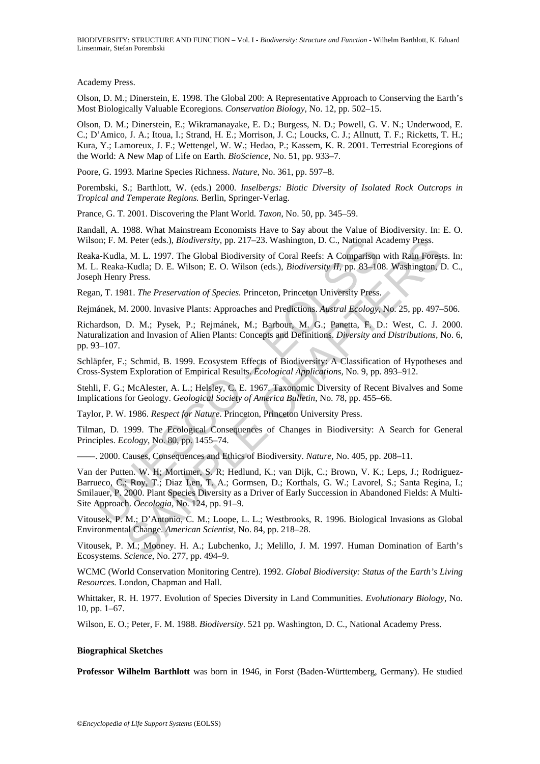Academy Press.

Olson, D. M.; Dinerstein, E. 1998. The Global 200: A Representative Approach to Conserving the Earth's Most Biologically Valuable Ecoregions. *Conservation Biology*, No. 12, pp. 502–15.

Olson, D. M.; Dinerstein, E.; Wikramanayake, E. D.; Burgess, N. D.; Powell, G. V. N.; Underwood, E. C.; D'Amico, J. A.; Itoua, I.; Strand, H. E.; Morrison, J. C.; Loucks, C. J.; Allnutt, T. F.; Ricketts, T. H.; Kura, Y.; Lamoreux, J. F.; Wettengel, W. W.; Hedao, P.; Kassem, K. R. 2001. Terrestrial Ecoregions of the World: A New Map of Life on Earth. *BioScience*, No. 51, pp. 933–7.

Poore, G. 1993. Marine Species Richness. *Nature*, No. 361, pp. 597–8.

Porembski, S.; Barthlott, W. (eds.) 2000. *Inselbergs: Biotic Diversity of Isolated Rock Outcrops in Tropical and Temperate Regions.* Berlin, Springer-Verlag.

Prance, G. T. 2001. Discovering the Plant World. *Taxon*, No. 50, pp. 345–59.

Randall, A. 1988. What Mainstream Economists Have to Say about the Value of Biodiversity. In: E. O. Wilson; F. M. Peter (eds.), *Biodiversity*, pp. 217–23. Washington, D. C., National Academy Press.

Reaka-Kudla, M. L. 1997. The Global Biodiversity of Coral Reefs: A Comparison with Rain Forests. In: M. L. Reaka-Kudla; D. E. Wilson; E. O. Wilson (eds.), *Biodiversity II*, pp. 83–108. Washington, D. C., Joseph Henry Press.

Regan, T. 1981. *The Preservation of Species.* Princeton, Princeton University Press.

Rejmánek, M. 2000. Invasive Plants: Approaches and Predictions. *Austral Ecology*, No. 25, pp. 497–506.

Richardson, D. M.; Pysek, P.; Rejmánek, M.; Barbour, M. G.; Panetta, F. D.: West, C. J. 2000. Naturalization and Invasion of Alien Plants: Concepts and Definitions. *Diversity and Distributions*, No. 6, pp. 93–107.

Schläpfer, F.; Schmid, B. 1999. Ecosystem Effects of Biodiversity: A Classification of Hypotheses and Cross-System Exploration of Empirical Results. *Ecological Applications*, No. 9, pp. 893–912.

Stehli, F. G.; McAlester, A. L.; Helsley, C. E. 1967. Taxonomic Diversity of Recent Bivalves and Some Implications for Geology. *Geological Society of America Bulletin*, No. 78, pp. 455–66.

Taylor, P. W. 1986. *Respect for Nature*. Princeton, Princeton University Press.

Tilman, D. 1999. The Ecological Consequences of Changes in Biodiversity: A Search for General Principles. *Ecology*, No. 80, pp. 1455–74.

——. 2000. Causes, Consequences and Ethics of Biodiversity. *Nature*, No. 405, pp. 208–11.

Van der Putten. W. H; Mortimer, S. R; Hedlund, K.; van Dijk, C.; Brown, V. K.; Leps, J.; Rodriguez-Barrueco, C.; Roy, T.; Diaz Len, T. A.; Gormsen, D.; Korthals, G. W.; Lavorel, S.; Santa Regina, I.; Smilauer, P. 2000. Plant Species Diversity as a Driver of Early Succession in Abandoned Fields: A Multi-Site Approach. *Oecologia*, No. 124, pp. 91–9.

Vitousek, P. M.; D'Antonio, C. M.; Loope, L. L.; Westbrooks, R. 1996. Biological Invasions as Global Environmental Change. *American Scientist*, No. 84, pp. 218–28.

Vitousek, P. M.; Mooney. H. A.; Lubchenko, J.; Melillo, J. M. 1997. Human Domination of Earth's Ecosystems. *Science*, No. 277, pp. 494–9.

WCMC (World Conservation Monitoring Centre). 1992. *Global Biodiversity: Status of the Earth's Living Resources.* London, Chapman and Hall.

Whittaker, R. H. 1977. Evolution of Species Diversity in Land Communities. *Evolutionary Biology*, No. 10, pp. 1–67.

Wilson, E. O.; Peter, F. M. 1988. *Biodiversity*. 521 pp. Washington, D. C., National Academy Press.

**Biographical Sketches**

**Professor Wilhelm Barthlott** was born in 1946, in Forst (Baden-Württemberg, Germany). He studied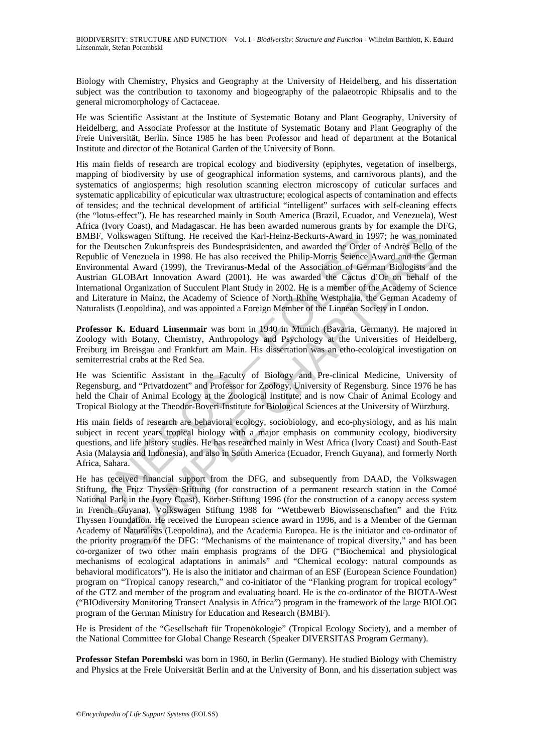Biology with Chemistry, Physics and Geography at the University of Heidelberg, and his dissertation subject was the contribution to taxonomy and biogeography of the palaeotropic Rhipsalis and to the general micromorphology of Cactaceae.

He was Scientific Assistant at the Institute of Systematic Botany and Plant Geography, University of Heidelberg, and Associate Professor at the Institute of Systematic Botany and Plant Geography of the Freie Universität, Berlin. Since 1985 he has been Professor and head of department at the Botanical Institute and director of the Botanical Garden of the University of Bonn.

His main fields of research are tropical ecology and biodiversity (epiphytes, vegetation of inselbergs, mapping of biodiversity by use of geographical information systems, and carnivorous plants), and the systematics of angiosperms; high resolution scanning electron microscopy of cuticular surfaces and systematic applicability of epicuticular wax ultrastructure; ecological aspects of contamination and effects of tensides; and the technical development of artificial "intelligent" surfaces with self-cleaning effects (the "lotus-effect"). He has researched mainly in South America (Brazil, Ecuador, and Venezuela), West Africa (Ivory Coast), and Madagascar. He has been awarded numerous grants by for example the DFG, BMBF, Volkswagen Stiftung. He received the Karl-Heinz-Beckurts-Award in 1997; he was nominated for the Deutschen Zukunftspreis des Bundespräsidenten, and awarded the Order of Andrès Bello of the Republic of Venezuela in 1998. He has also received the Philip-Morris Science Award and the German Environmental Award (1999), the Treviranus-Medal of the Association of German Biologists and the Austrian GLOBArt Innovation Award (2001). He was awarded the Cactus d'Or on behalf of the International Organization of Succulent Plant Study in 2002. He is a member of the Academy of Science and Literature in Mainz, the Academy of Science of North Rhine Westphalia, the German Academy of Naturalists (Leopoldina), and was appointed a Foreign Member of the Linnean Society in London.

**Professor K. Eduard Linsenmair** was born in 1940 in Munich (Bavaria, Germany). He majored in Zoology with Botany, Chemistry, Anthropology and Psychology at the Universities of Heidelberg, Freiburg im Breisgau and Frankfurt am Main. His dissertation was an etho-ecological investigation on semiterrestrial crabs at the Red Sea.

He was Scientific Assistant in the Faculty of Biology and Pre-clinical Medicine, University of Regensburg, and "Privatdozent" and Professor for Zoology, University of Regensburg. Since 1976 he has held the Chair of Animal Ecology at the Zoological Institute; and is now Chair of Animal Ecology and Tropical Biology at the Theodor-Boveri-Institute for Biological Sciences at the University of Würzburg.

His main fields of research are behavioral ecology, sociobiology, and eco-physiology, and as his main subject in recent years tropical biology with a major emphasis on community ecology, biodiversity questions, and life history studies. He has researched mainly in West Africa (Ivory Coast) and South-East Asia (Malaysia and Indonesia), and also in South America (Ecuador, French Guyana), and formerly North Africa, Sahara.

He has received financial support from the DFG, and subsequently from DAAD, the Volkswagen Stiftung, the Fritz Thyssen Stiftung (for construction of a permanent research station in the Comoé National Park in the Ivory Coast), Körber-Stiftung 1996 (for the construction of a canopy access system in French Guyana), Volkswagen Stiftung 1988 for "Wettbewerb Biowissenschaften" and the Fritz Thyssen Foundation. He received the European science award in 1996, and is a Member of the German Academy of Naturalists (Leopoldina), and the Academia Europea. He is the initiator and co-ordinator of the priority program of the DFG: "Mechanisms of the maintenance of tropical diversity," and has been co-organizer of two other main emphasis programs of the DFG ("Biochemical and physiological mechanisms of ecological adaptations in animals" and "Chemical ecology: natural compounds as behavioral modificators"). He is also the initiator and chairman of an ESF (European Science Foundation) program on "Tropical canopy research," and co-initiator of the "Flanking program for tropical ecology" of the GTZ and member of the program and evaluating board. He is the co-ordinator of the BIOTA-West ("BIOdiversity Monitoring Transect Analysis in Africa") program in the framework of the large BIOLOG program of the German Ministry for Education and Research (BMBF).

He is President of the "Gesellschaft für Tropenökologie" (Tropical Ecology Society), and a member of the National Committee for Global Change Research (Speaker DIVERSITAS Program Germany).

**Professor Stefan Porembski** was born in 1960, in Berlin (Germany). He studied Biology with Chemistry and Physics at the Freie Universität Berlin and at the University of Bonn, and his dissertation subject was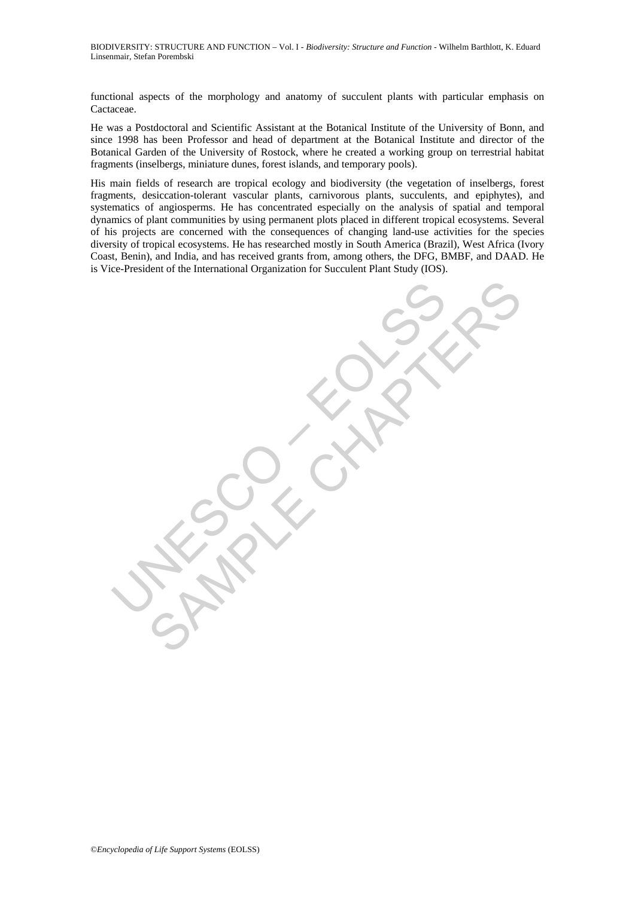functional aspects of the morphology and anatomy of succulent plants with particular emphasis on Cactaceae.

He was a Postdoctoral and Scientific Assistant at the Botanical Institute of the University of Bonn, and since 1998 has been Professor and head of department at the Botanical Institute and director of the Botanical Garden of the University of Rostock, where he created a working group on terrestrial habitat fragments (inselbergs, miniature dunes, forest islands, and temporary pools).

His main fields of research are tropical ecology and biodiversity (the vegetation of inselbergs, forest fragments, desiccation-tolerant vascular plants, carnivorous plants, succulents, and epiphytes), and systematics of angiosperms. He has concentrated especially on the analysis of spatial and temporal dynamics of plant communities by using permanent plots placed in different tropical ecosystems. Several of his projects are concerned with the consequences of changing land-use activities for the species diversity of tropical ecosystems. He has researched mostly in South America (Brazil), West Africa (Ivory Coast, Benin), and India, and has received grants from, among others, the DFG, BMBF, and DAAD. He is Vice-President of the International Organization for Succulent Plant Study (IOS).